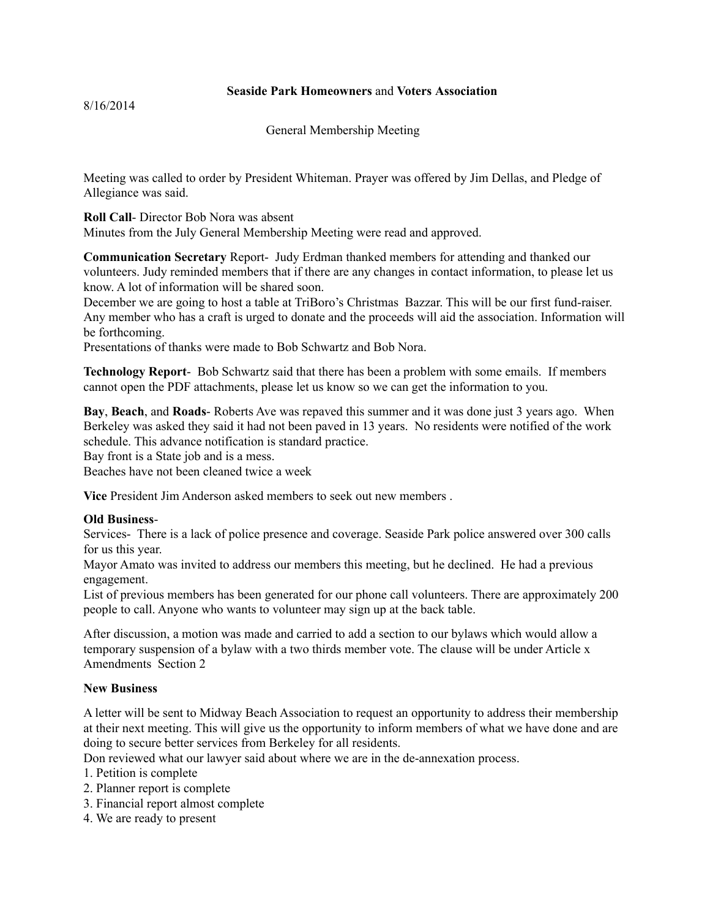**Seaside Park Homeowners** and **Voters Association**

8/16/2014

General Membership Meeting

Meeting was called to order by President Whiteman. Prayer was offered by Jim Dellas, and Pledge of Allegiance was said.

**Roll Call**- Director Bob Nora was absent
Minutes from the July General Membership Meeting were read and approved.

**Communication Secretary** Report- Judy Erdman thanked members for attending and thanked our volunteers. Judy reminded members that if there are any changes in contact information, to please let us know. A lot of information will be shared soon.
December we are going to host a table at TriBoro's Christmas Bazzar. This will be our first fund-raiser. Any member who has a craft is urged to donate and the proceeds will aid the association. Information will be forthcoming.
Presentations of thanks were made to Bob Schwartz and Bob Nora.

**Technology Report**- Bob Schwartz said that there has been a problem with some emails. If members cannot open the PDF attachments, please let us know so we can get the information to you.

**Bay**, **Beach**, and **Roads**- Roberts Ave was repaved this summer and it was done just 3 years ago. When Berkeley was asked they said it had not been paved in 13 years. No residents were notified of the work schedule. This advance notification is standard practice.
Bay front is a State job and is a mess.
Beaches have not been cleaned twice a week

**Vice** President Jim Anderson asked members to seek out new members .

**Old Business**-
Services- There is a lack of police presence and coverage. Seaside Park police answered over 300 calls for us this year.
Mayor Amato was invited to address our members this meeting, but he declined. He had a previous engagement.
List of previous members has been generated for our phone call volunteers. There are approximately 200 people to call. Anyone who wants to volunteer may sign up at the back table.

After discussion, a motion was made and carried to add a section to our bylaws which would allow a temporary suspension of a bylaw with a two thirds member vote. The clause will be under Article x Amendments Section 2

**New Business**

A letter will be sent to Midway Beach Association to request an opportunity to address their membership at their next meeting. This will give us the opportunity to inform members of what we have done and are doing to secure better services from Berkeley for all residents.
Don reviewed what our lawyer said about where we are in the de-annexation process.
1. Petition is complete
2. Planner report is complete
3. Financial report almost complete
4. We are ready to present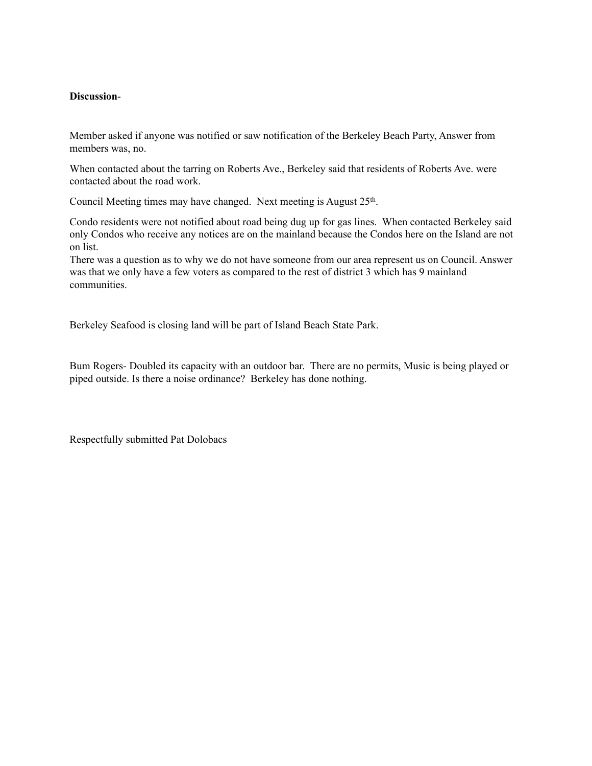**Discussion**-

Member asked if anyone was notified or saw notification of the Berkeley Beach Party, Answer from members was, no.

When contacted about the tarring on Roberts Ave., Berkeley said that residents of Roberts Ave. were contacted about the road work.

Council Meeting times may have changed. Next meeting is August 25th.

Condo residents were not notified about road being dug up for gas lines. When contacted Berkeley said only Condos who receive any notices are on the mainland because the Condos here on the Island are not on list.
There was a question as to why we do not have someone from our area represent us on Council. Answer was that we only have a few voters as compared to the rest of district 3 which has 9 mainland communities.

Berkeley Seafood is closing land will be part of Island Beach State Park.

Bum Rogers- Doubled its capacity with an outdoor bar. There are no permits, Music is being played or piped outside. Is there a noise ordinance? Berkeley has done nothing.

Respectfully submitted Pat Dolobacs